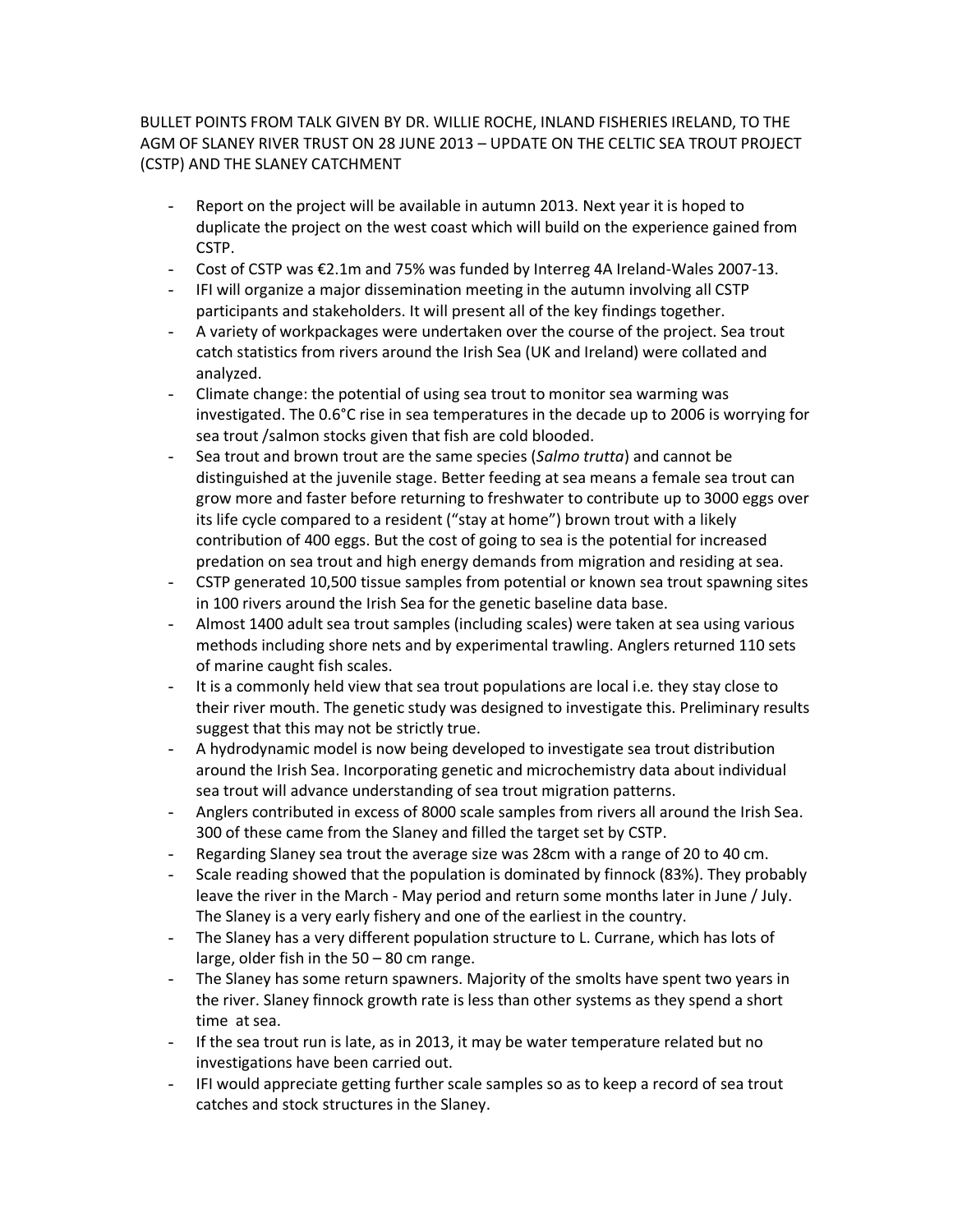BULLET POINTS FROM TALK GIVEN BY DR. WILLIE ROCHE, INLAND FISHERIES IRELAND, TO THE AGM OF SLANEY RIVER TRUST ON 28 JUNE 2013 – UPDATE ON THE CELTIC SEA TROUT PROJECT (CSTP) AND THE SLANEY CATCHMENT

- Report on the project will be available in autumn 2013. Next year it is hoped to duplicate the project on the west coast which will build on the experience gained from CSTP.
- Cost of CSTP was €2.1m and 75% was funded by Interreg 4A Ireland-Wales 2007-13.
- IFI will organize a major dissemination meeting in the autumn involving all CSTP participants and stakeholders. It will present all of the key findings together.
- A variety of workpackages were undertaken over the course of the project. Sea trout catch statistics from rivers around the Irish Sea (UK and Ireland) were collated and analyzed.
- Climate change: the potential of using sea trout to monitor sea warming was investigated. The 0.6°C rise in sea temperatures in the decade up to 2006 is worrying for sea trout /salmon stocks given that fish are cold blooded.
- Sea trout and brown trout are the same species (*Salmo trutta*) and cannot be distinguished at the juvenile stage. Better feeding at sea means a female sea trout can grow more and faster before returning to freshwater to contribute up to 3000 eggs over its life cycle compared to a resident ("stay at home") brown trout with a likely contribution of 400 eggs. But the cost of going to sea is the potential for increased predation on sea trout and high energy demands from migration and residing at sea.
- CSTP generated 10,500 tissue samples from potential or known sea trout spawning sites in 100 rivers around the Irish Sea for the genetic baseline data base.
- Almost 1400 adult sea trout samples (including scales) were taken at sea using various methods including shore nets and by experimental trawling. Anglers returned 110 sets of marine caught fish scales.
- It is a commonly held view that sea trout populations are local i.e. they stay close to their river mouth. The genetic study was designed to investigate this. Preliminary results suggest that this may not be strictly true.
- A hydrodynamic model is now being developed to investigate sea trout distribution around the Irish Sea. Incorporating genetic and microchemistry data about individual sea trout will advance understanding of sea trout migration patterns.
- Anglers contributed in excess of 8000 scale samples from rivers all around the Irish Sea. 300 of these came from the Slaney and filled the target set by CSTP.
- Regarding Slaney sea trout the average size was 28cm with a range of 20 to 40 cm.
- Scale reading showed that the population is dominated by finnock (83%). They probably leave the river in the March - May period and return some months later in June / July. The Slaney is a very early fishery and one of the earliest in the country.
- The Slaney has a very different population structure to L. Currane, which has lots of large, older fish in the 50 – 80 cm range.
- The Slaney has some return spawners. Majority of the smolts have spent two years in the river. Slaney finnock growth rate is less than other systems as they spend a short time at sea.
- If the sea trout run is late, as in 2013, it may be water temperature related but no investigations have been carried out.
- IFI would appreciate getting further scale samples so as to keep a record of sea trout catches and stock structures in the Slaney.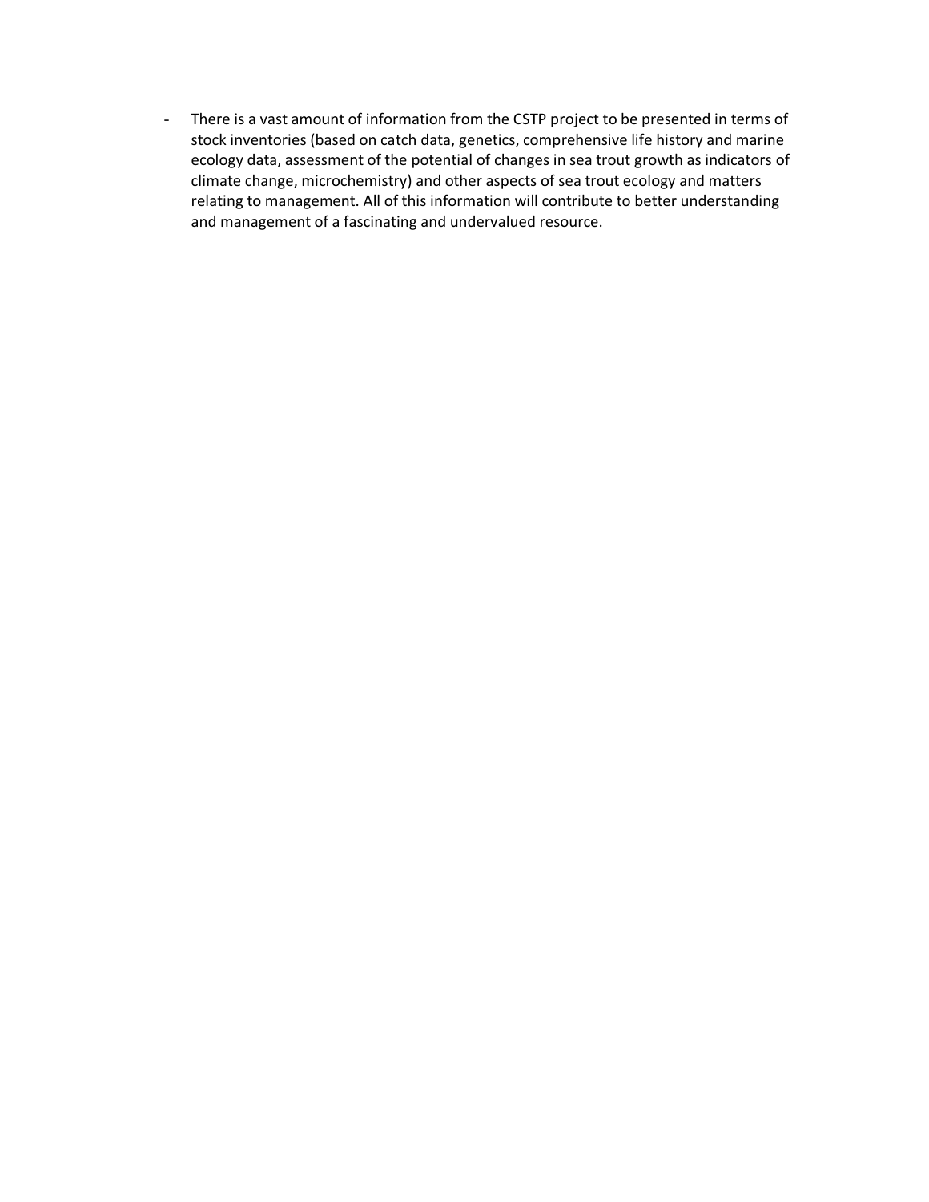- There is a vast amount of information from the CSTP project to be presented in terms of stock inventories (based on catch data, genetics, comprehensive life history and marine ecology data, assessment of the potential of changes in sea trout growth as indicators of climate change, microchemistry) and other aspects of sea trout ecology and matters relating to management. All of this information will contribute to better understanding and management of a fascinating and undervalued resource.